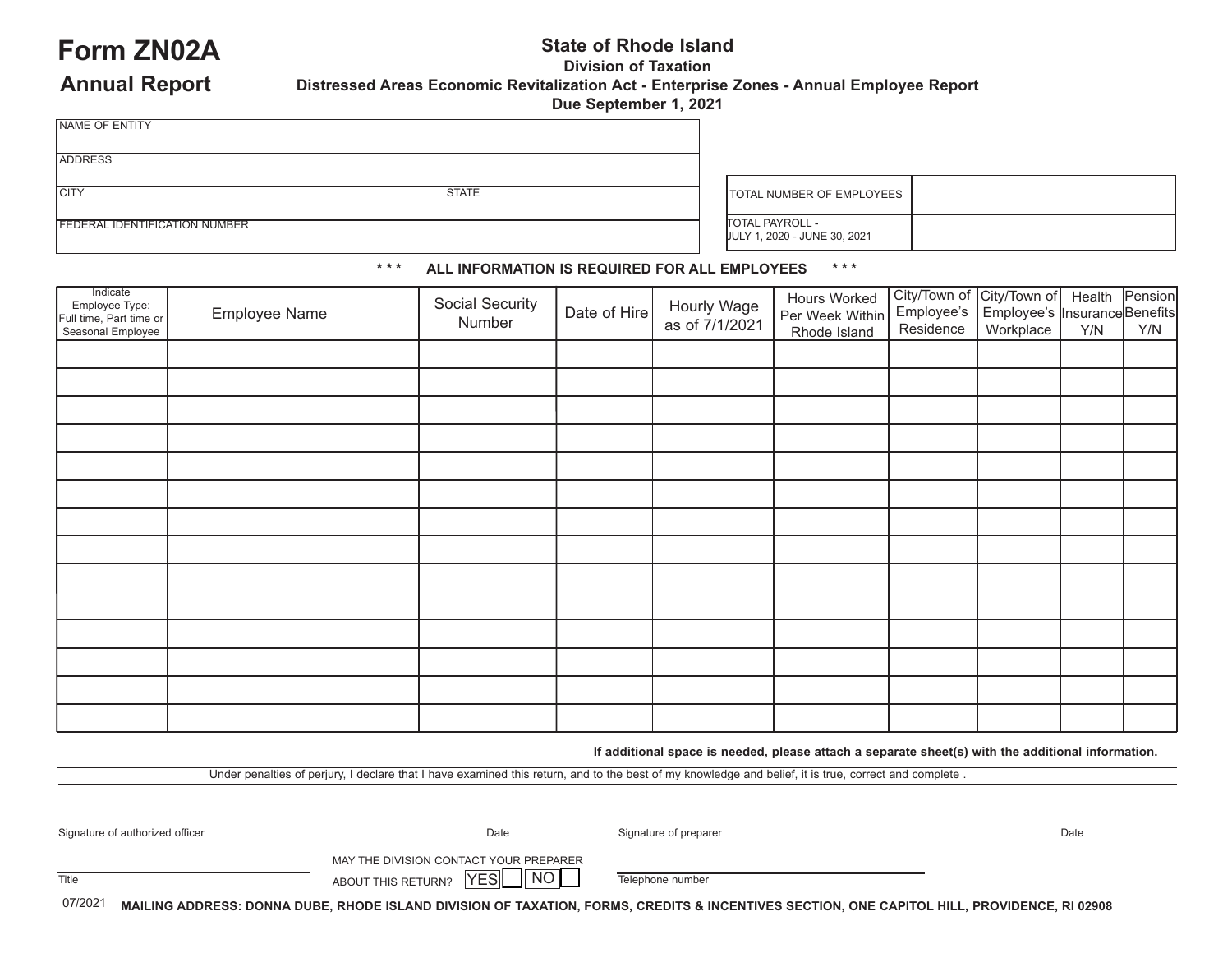# Form ZN02A

## Annual Report

**State of Rhode Island**

**Division of Taxation**

**Distressed Areas Economic Revitalization Act - Enterprise Zones - Annual Employee Report**

**Due September 1, 2021**

| | |
|---|---|
| NAME OF ENTITY | |
| ADDRESS | |
| CITY | STATE |
| FEDERAL IDENTIFICATION NUMBER | |

| | |
|---|---|
| TOTAL NUMBER OF EMPLOYEES | |
| TOTAL PAYROLL - JULY 1, 2020 - JUNE 30, 2021 | |

**\*\*\* ALL INFORMATION IS REQUIRED FOR ALL EMPLOYEES \*\*\***

| Indicate Employee Type: Full time, Part time or Seasonal Employee | Employee Name | Social Security Number | Date of Hire | Hourly Wage as of 7/1/2021 | Hours Worked Per Week Within Rhode Island | City/Town of Employee's Residence | City/Town of Employee's Workplace | Health Insurance Y/N | Pension Benefits Y/N |
|---|---|---|---|---|---|---|---|---|---|
| | | | | | | | | | |
| | | | | | | | | | |
| | | | | | | | | | |
| | | | | | | | | | |
| | | | | | | | | | |
| | | | | | | | | | |
| | | | | | | | | | |
| | | | | | | | | | |
| | | | | | | | | | |
| | | | | | | | | | |
| | | | | | | | | | |
| | | | | | | | | | |
| | | | | | | | | | |
| | | | | | | | | | |

**If additional space is needed, please attach a separate sheet(s) with the additional information.**

Under penalties of perjury, I declare that I have examined this return, and to the best of my knowledge and belief, it is true, correct and complete .

Signature of authorized officer _______________ Date _______________ Signature of preparer _______________ Date _______________

Title _______________ MAY THE DIVISION CONTACT YOUR PREPARER ABOUT THIS RETURN? YES ☐ NO ☐ Telephone number _______________

07/2021 **MAILING ADDRESS: DONNA DUBE, RHODE ISLAND DIVISION OF TAXATION, FORMS, CREDITS & INCENTIVES SECTION, ONE CAPITOL HILL, PROVIDENCE, RI 02908**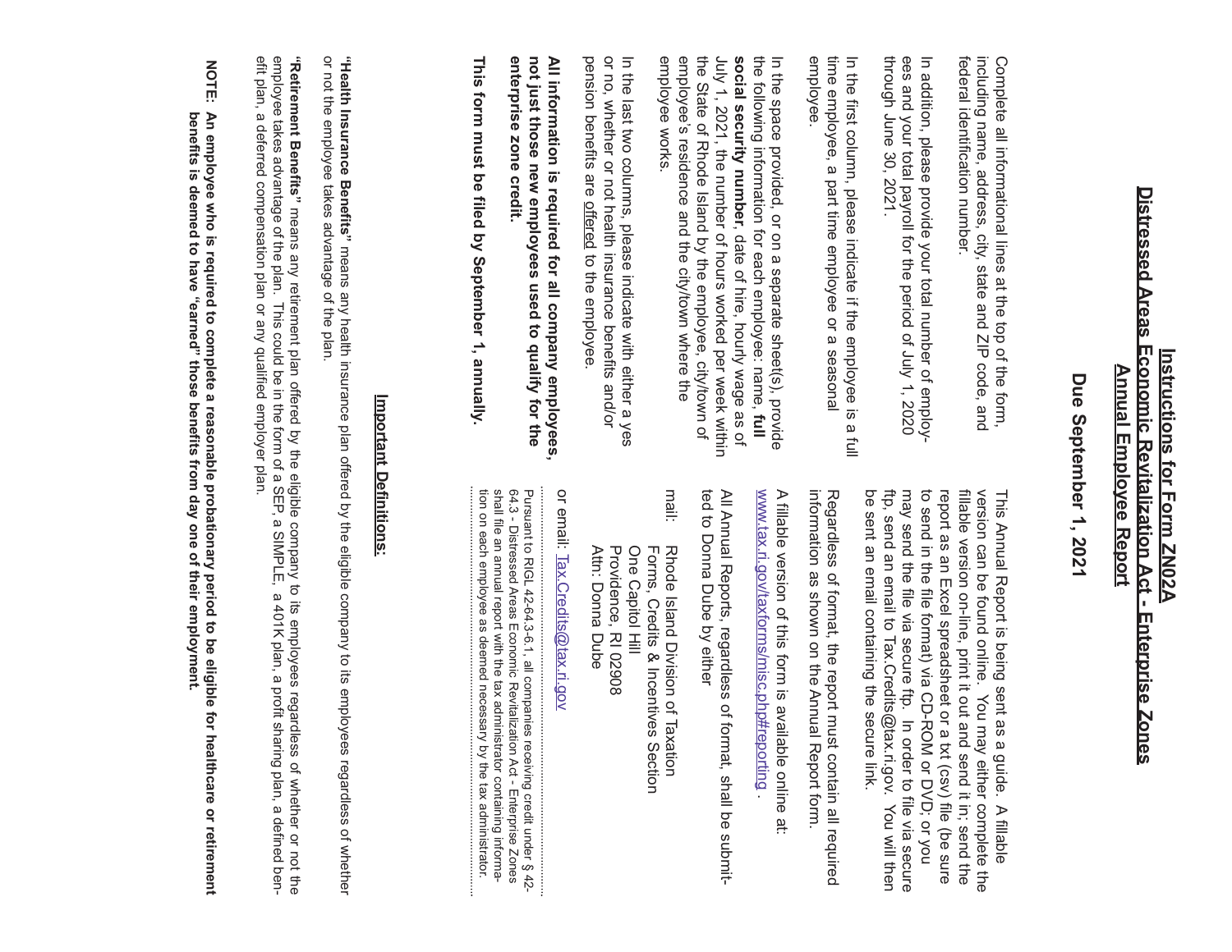# Instructions for Form ZN02A

## Distressed Areas Economic Revitalization Act - Enterprise Zones

## Annual Employee Report

### Due September 1, 2021

Complete all informational lines at the top of the form, including name, address, city, state and ZIP code, and federal identification number.

In addition, please provide your total number of employees and your total payroll for the period of July 1, 2020 through June 30, 2021.

In the first column, please indicate if the employee is a full time employee, a part time employee or a seasonal employee.

In the space provided, or on a separate sheet(s), provide the following information for each employee: name, **full social security number**, date of hire, hourly wage as of July 1, 2021, the number of hours worked per week within the State of Rhode Island by the employee, city/town of employee's residence and the city/town where the employee works.

In the last two columns, please indicate with either a yes or no, whether or not health insurance benefits and/or pension benefits are offered to the employee.

**All information is required for all company employees, not just those new employees used to qualify for the enterprise zone credit.**

**This form must be filed by September 1, annually.**

This Annual Report is being sent as a guide. A fillable version can be found online. You may either complete the fillable version on-line, print it out and send it in; send the report as an Excel spreadsheet or a txt (csv) file (be sure to send in the file format) via CD-ROM or DVD; or you may send the file via secure ftp. In order to file via secure ftp, send an email to Tax.Credits@tax.ri.gov. You will then be sent an email containing the secure link.

Regardless of format, the report must contain all required information as shown on the Annual Report form.

A fillable version of this form is available online at: www.tax.ri.gov/taxforms/misc.php#reporting .

All Annual Reports, regardless of format, shall be submitted to Donna Dube by either

mail: Rhode Island Division of Taxation
Forms, Credits & Incentives Section
One Capitol Hill
Providence, RI 02908
Attn: Donna Dube

or email: Tax.Credits@tax.ri.gov

Pursuant to RIGL 42-64.3-6.1, all companies receiving credit under § 42-64.3 - Distressed Areas Economic Revitalization Act - Enterprise Zones shall file an annual report with the tax administrator containing information on each employee as deemed necessary by the tax administrator.

## Important Definitions:

**"Health Insurance Benefits"** means any health insurance plan offered by the eligible company to its employees regardless of whether or not the employee takes advantage of the plan.

**"Retirement Benefits"** means any retirement plan offered by the eligible company to its employees regardless of whether or not the employee takes advantage of the plan. This could be in the form of a SEP, a SIMPLE, a 401K plan, a profit sharing plan, a defined benefit plan, a deferred compensation plan or any qualified employer plan.

**NOTE: An employee who is required to complete a reasonable probationary period to be eligible for healthcare or retirement benefits is deemed to have "earned" those benefits from day one of their employment.**